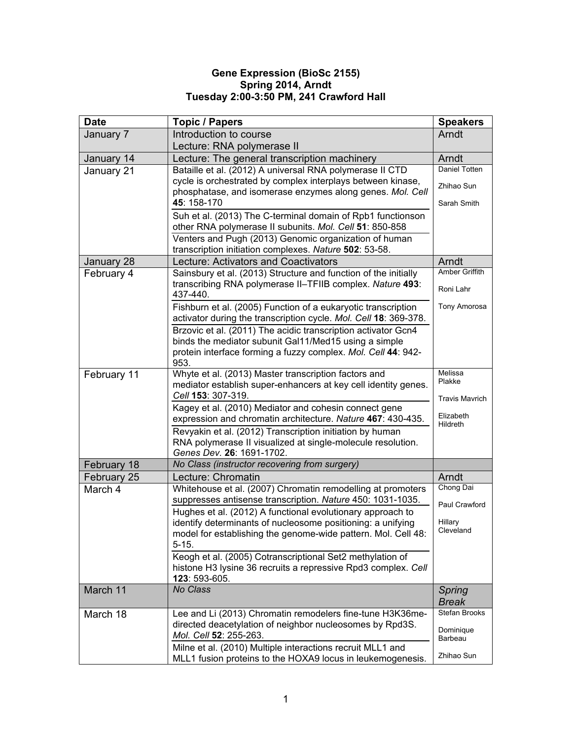**Gene Expression (BioSc 2155)**
**Spring 2014, Arndt**
**Tuesday 2:00-3:50 PM, 241 Crawford Hall**

| Date | Topic / Papers | Speakers |
|---|---|---|
| January 7 | Introduction to course<br>Lecture: RNA polymerase II | Arndt |
| January 14 | Lecture: The general transcription machinery | Arndt |
| January 21 | Bataille et al. (2012) A universal RNA polymerase II CTD cycle is orchestrated by complex interplays between kinase, phosphatase, and isomerase enzymes along genes. *Mol. Cell* **45**: 158-170<br>Suh et al. (2013) The C-terminal domain of Rpb1 functionson other RNA polymerase II subunits. *Mol. Cell* **51**: 850-858<br>Venters and Pugh (2013) Genomic organization of human transcription initiation complexes. *Nature* **502**: 53-58. | Daniel Totten<br>Zhihao Sun<br>Sarah Smith |
| January 28 | Lecture: Activators and Coactivators | Arndt |
| February 4 | Sainsbury et al. (2013) Structure and function of the initially transcribing RNA polymerase II–TFIIB complex. *Nature* **493**: 437-440.<br>Fishburn et al. (2005) Function of a eukaryotic transcription activator during the transcription cycle. *Mol. Cell* **18**: 369-378.<br>Brzovic et al. (2011) The acidic transcription activator Gcn4 binds the mediator subunit Gal11/Med15 using a simple protein interface forming a fuzzy complex. *Mol. Cell* **44**: 942-953. | Amber Griffith<br>Roni Lahr<br>Tony Amorosa |
| February 11 | Whyte et al. (2013) Master transcription factors and mediator establish super-enhancers at key cell identity genes. *Cell* **153**: 307-319.<br>Kagey et al. (2010) Mediator and cohesin connect gene expression and chromatin architecture. *Nature* **467**: 430-435.<br>Revyakin et al. (2012) Transcription initiation by human RNA polymerase II visualized at single-molecule resolution. *Genes Dev.* **26**: 1691-1702. | Melissa Plakke<br>Travis Mavrich<br>Elizabeth Hildreth |
| February 18 | *No Class (instructor recovering from surgery)* | |
| February 25 | Lecture: Chromatin | Arndt |
| March 4 | Whitehouse et al. (2007) Chromatin remodelling at promoters suppresses antisense transcription. *Nature* 450: 1031-1035.<br>Hughes et al. (2012) A functional evolutionary approach to identify determinants of nucleosome positioning: a unifying model for establishing the genome-wide pattern. Mol. Cell 48: 5-15.<br>Keogh et al. (2005) Cotranscriptional Set2 methylation of histone H3 lysine 36 recruits a repressive Rpd3 complex. *Cell* **123**: 593-605. | Chong Dai<br>Paul Crawford<br>Hillary Cleveland |
| March 11 | *No Class* | *Spring Break* |
| March 18 | Lee and Li (2013) Chromatin remodelers fine-tune H3K36me-directed deacetylation of neighbor nucleosomes by Rpd3S. *Mol. Cell* **52**: 255-263.<br>Milne et al. (2010) Multiple interactions recruit MLL1 and MLL1 fusion proteins to the HOXA9 locus in leukemogenesis. | Stefan Brooks<br>Dominique Barbeau<br>Zhihao Sun |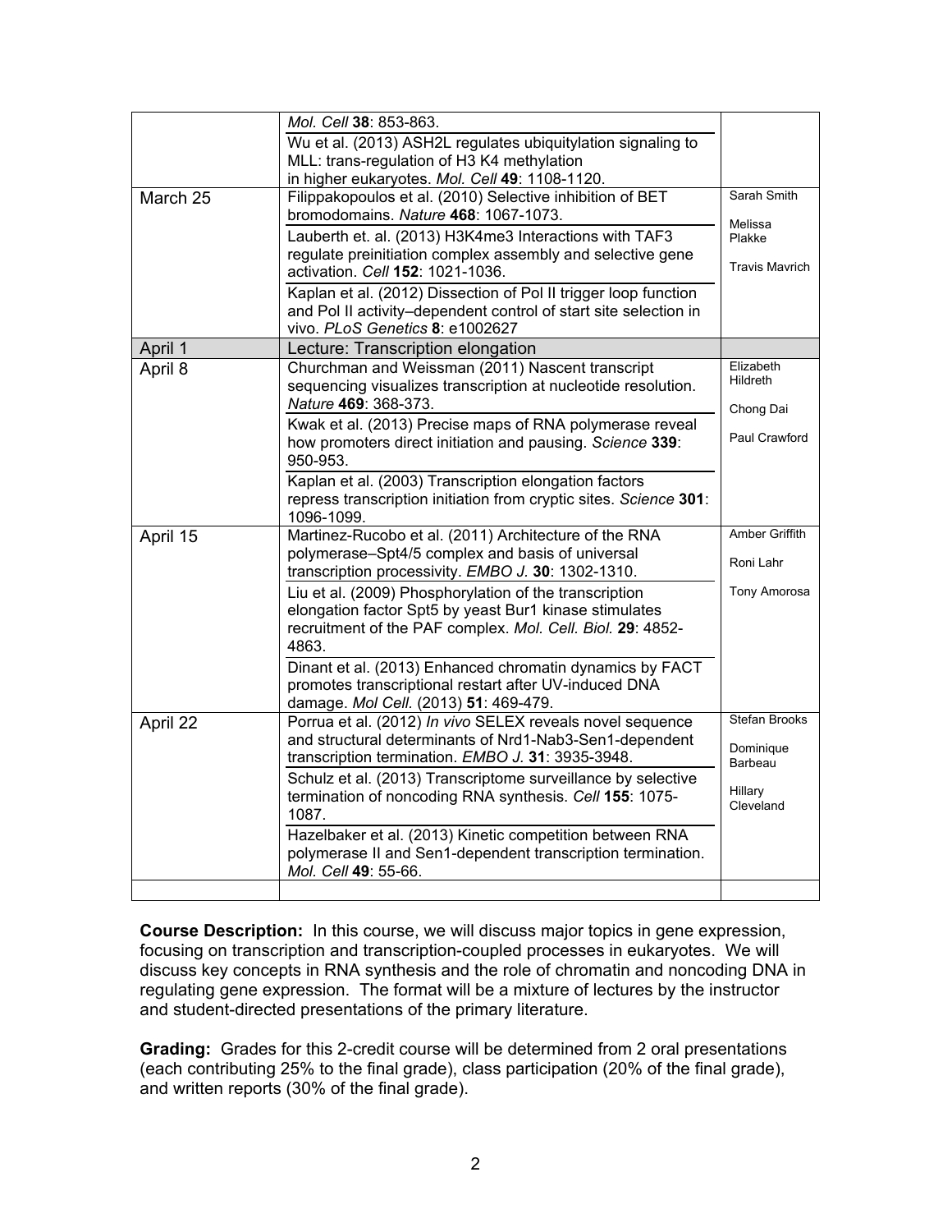| | | |
|---|---|---|
| | *Mol. Cell* **38**: 853-863.<br>Wu et al. (2013) ASH2L regulates ubiquitylation signaling to MLL: trans-regulation of H3 K4 methylation in higher eukaryotes. *Mol. Cell* **49**: 1108-1120. | |
| March 25 | Filippakopoulos et al. (2010) Selective inhibition of BET bromodomains. *Nature* **468**: 1067-1073.<br>Lauberth et. al. (2013) H3K4me3 Interactions with TAF3 regulate preinitiation complex assembly and selective gene activation. *Cell* **152**: 1021-1036.<br>Kaplan et al. (2012) Dissection of Pol II trigger loop function and Pol II activity–dependent control of start site selection in vivo. *PLoS Genetics* **8**: e1002627 | Sarah Smith<br>Melissa Plakke<br>Travis Mavrich |
| April 1 | Lecture: Transcription elongation | |
| April 8 | Churchman and Weissman (2011) Nascent transcript sequencing visualizes transcription at nucleotide resolution. *Nature* **469**: 368-373.<br>Kwak et al. (2013) Precise maps of RNA polymerase reveal how promoters direct initiation and pausing. *Science* **339**: 950-953.<br>Kaplan et al. (2003) Transcription elongation factors repress transcription initiation from cryptic sites. *Science* **301**: 1096-1099. | Elizabeth Hildreth<br>Chong Dai<br>Paul Crawford |
| April 15 | Martinez-Rucobo et al. (2011) Architecture of the RNA polymerase–Spt4/5 complex and basis of universal transcription processivity. *EMBO J.* **30**: 1302-1310.<br>Liu et al. (2009) Phosphorylation of the transcription elongation factor Spt5 by yeast Bur1 kinase stimulates recruitment of the PAF complex. *Mol. Cell. Biol.* **29**: 4852-4863.<br>Dinant et al. (2013) Enhanced chromatin dynamics by FACT promotes transcriptional restart after UV-induced DNA damage. *Mol Cell.* (2013) **51**: 469-479. | Amber Griffith<br>Roni Lahr<br>Tony Amorosa |
| April 22 | Porrua et al. (2012) *In vivo* SELEX reveals novel sequence and structural determinants of Nrd1-Nab3-Sen1-dependent transcription termination. *EMBO J.* **31**: 3935-3948.<br>Schulz et al. (2013) Transcriptome surveillance by selective termination of noncoding RNA synthesis. *Cell* **155**: 1075-1087.<br>Hazelbaker et al. (2013) Kinetic competition between RNA polymerase II and Sen1-dependent transcription termination. *Mol. Cell* **49**: 55-66. | Stefan Brooks<br>Dominique Barbeau<br>Hillary Cleveland |
| | | |

**Course Description:** In this course, we will discuss major topics in gene expression, focusing on transcription and transcription-coupled processes in eukaryotes. We will discuss key concepts in RNA synthesis and the role of chromatin and noncoding DNA in regulating gene expression. The format will be a mixture of lectures by the instructor and student-directed presentations of the primary literature.

**Grading:** Grades for this 2-credit course will be determined from 2 oral presentations (each contributing 25% to the final grade), class participation (20% of the final grade), and written reports (30% of the final grade).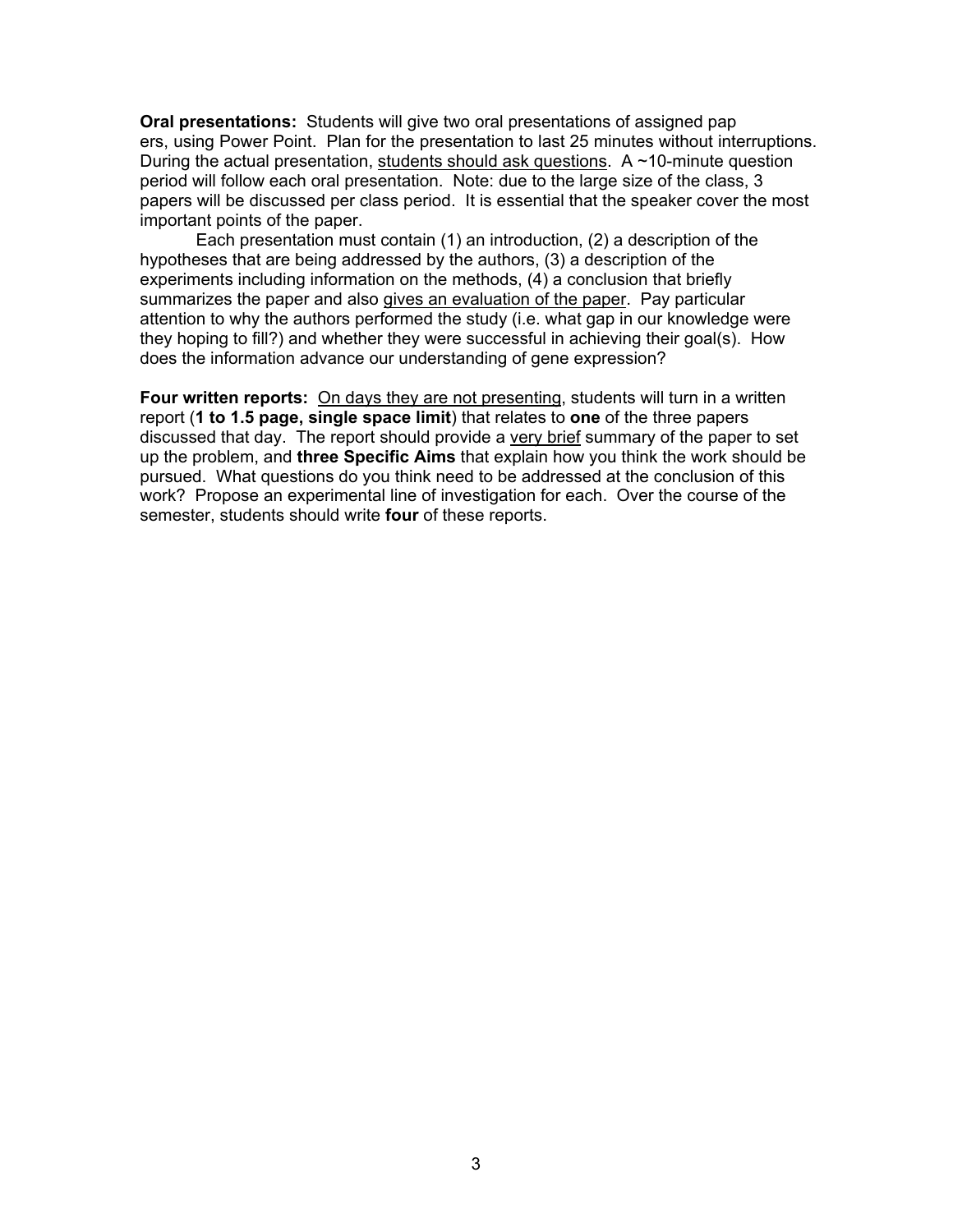**Oral presentations:** Students will give two oral presentations of assigned papers, using Power Point. Plan for the presentation to last 25 minutes without interruptions. During the actual presentation, students should ask questions. A ~10-minute question period will follow each oral presentation. Note: due to the large size of the class, 3 papers will be discussed per class period. It is essential that the speaker cover the most important points of the paper.

Each presentation must contain (1) an introduction, (2) a description of the hypotheses that are being addressed by the authors, (3) a description of the experiments including information on the methods, (4) a conclusion that briefly summarizes the paper and also gives an evaluation of the paper. Pay particular attention to why the authors performed the study (i.e. what gap in our knowledge were they hoping to fill?) and whether they were successful in achieving their goal(s). How does the information advance our understanding of gene expression?

**Four written reports:** On days they are not presenting, students will turn in a written report (**1 to 1.5 page, single space limit**) that relates to **one** of the three papers discussed that day. The report should provide a very brief summary of the paper to set up the problem, and **three Specific Aims** that explain how you think the work should be pursued. What questions do you think need to be addressed at the conclusion of this work? Propose an experimental line of investigation for each. Over the course of the semester, students should write **four** of these reports.